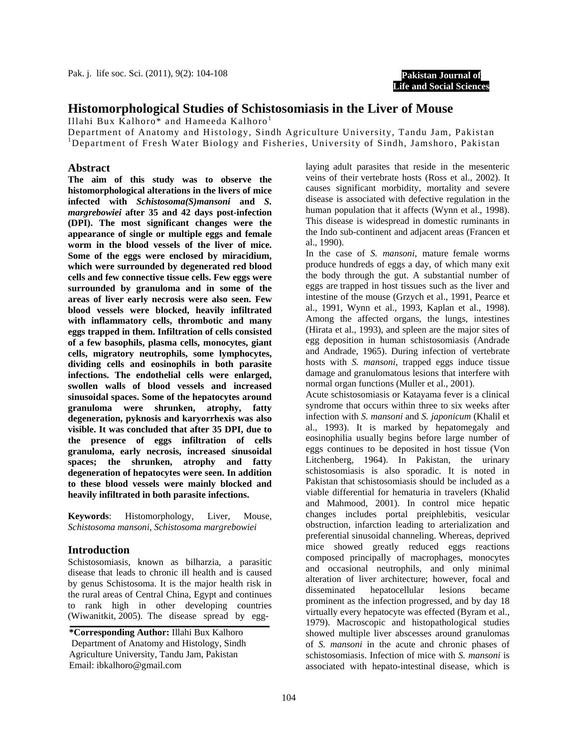# Histomorphological Studies of Schistosomiasis in the Liver of Mouse

Illahi Bux Kalhoro* and Hameeda Kalhoro[1]

Department of Anatomy and Histology, Sindh Agriculture University, Tandu Jam, Pakistan
[1]Department of Fresh Water Biology and Fisheries, University of Sindh, Jamshoro, Pakistan

## Abstract

**The aim of this study was to observe the histomorphological alterations in the livers of mice infected with *Schistosoma(S)mansoni* and *S. margrebowiei* after 35 and 42 days post-infection (DPI). The most significant changes were the appearance of single or multiple eggs and female worm in the blood vessels of the liver of mice. Some of the eggs were enclosed by miracidium, which were surrounded by degenerated red blood cells and few connective tissue cells. Few eggs were surrounded by granuloma and in some of the areas of liver early necrosis were also seen. Few blood vessels were blocked, heavily infiltrated with inflammatory cells, thrombotic and many eggs trapped in them. Infiltration of cells consisted of a few basophils, plasma cells, monocytes, giant cells, migratory neutrophils, some lymphocytes, dividing cells and eosinophils in both parasite infections. The endothelial cells were enlarged, swollen walls of blood vessels and increased sinusoidal spaces. Some of the hepatocytes around granuloma were shrunken, atrophy, fatty degeneration, pyknosis and karyorrhexis was also visible. It was concluded that after 35 DPI, due to the presence of eggs infiltration of cells granuloma, early necrosis, increased sinusoidal spaces; the shrunken, atrophy and fatty degeneration of hepatocytes were seen. In addition to these blood vessels were mainly blocked and heavily infiltrated in both parasite infections.**

**Keywords**: Histomorphology, Liver, Mouse, *Schistosoma mansoni*, *Schistosoma margrebowiei*

## Introduction

Schistosomiasis, known as bilharzia, a parasitic disease that leads to chronic ill health and is caused by genus Schistosoma. It is the major health risk in the rural areas of Central China, Egypt and continues to rank high in other developing countries (Wiwanitkit, 2005). The disease spread by egg-laying adult parasites that reside in the mesenteric veins of their vertebrate hosts (Ross et al., 2002). It causes significant morbidity, mortality and severe disease is associated with defective regulation in the human population that it affects (Wynn et al., 1998). This disease is widespread in domestic ruminants in the Indo sub-continent and adjacent areas (Francen et al., 1990).

In the case of *S. mansoni*, mature female worms produce hundreds of eggs a day, of which many exit the body through the gut. A substantial number of eggs are trapped in host tissues such as the liver and intestine of the mouse (Grzych et al., 1991, Pearce et al., 1991, Wynn et al., 1993, Kaplan et al., 1998). Among the affected organs, the lungs, intestines (Hirata et al., 1993), and spleen are the major sites of egg deposition in human schistosomiasis (Andrade and Andrade, 1965). During infection of vertebrate hosts with *S. mansoni*, trapped eggs induce tissue damage and granulomatous lesions that interfere with normal organ functions (Muller et al., 2001).

Acute schistosomiasis or Katayama fever is a clinical syndrome that occurs within three to six weeks after infection with *S. mansoni* and *S. japonicum* (Khalil et al., 1993). It is marked by hepatomegaly and eosinophilia usually begins before large number of eggs continues to be deposited in host tissue (Von Litchenberg, 1964). In Pakistan, the urinary schistosomiasis is also sporadic. It is noted in Pakistan that schistosomiasis should be included as a viable differential for hematuria in travelers (Khalid and Mahmood, 2001). In control mice hepatic changes includes portal preiphlebitis, vesicular obstruction, infarction leading to arterialization and preferential sinusoidal channeling. Whereas, deprived mice showed greatly reduced eggs reactions composed principally of macrophages, monocytes and occasional neutrophils, and only minimal alteration of liver architecture; however, focal and disseminated hepatocellular lesions became prominent as the infection progressed, and by day 18 virtually every hepatocyte was effected (Byram et al., 1979). Macroscopic and histopathological studies showed multiple liver abscesses around granulomas of *S. mansoni* in the acute and chronic phases of schistosomiasis. Infection of mice with *S. mansoni* is associated with hepato-intestinal disease, which is

**\*Corresponding Author:** Illahi Bux Kalhoro
Department of Anatomy and Histology, Sindh Agriculture University, Tandu Jam, Pakistan
Email: ibkalhoro@gmail.com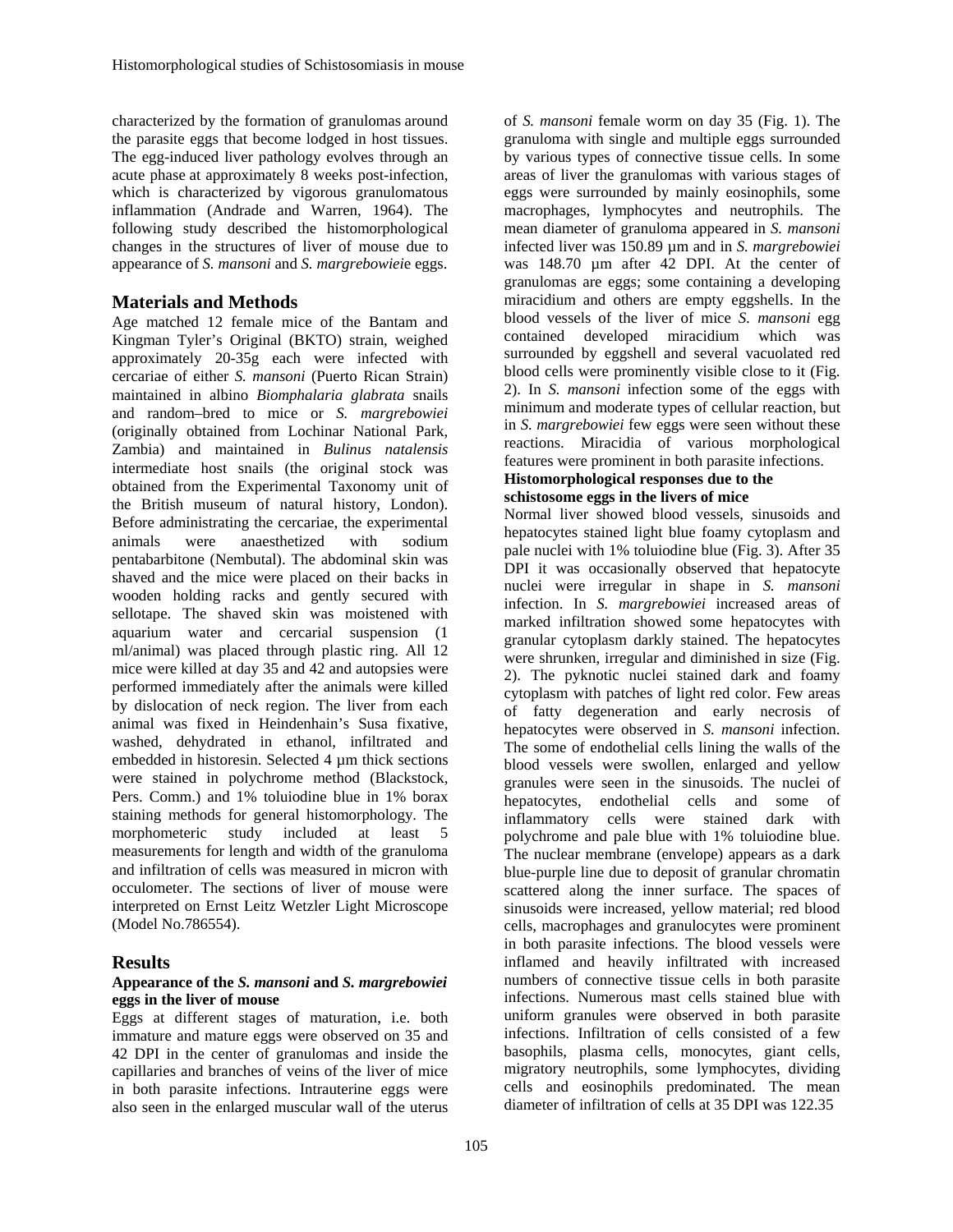characterized by the formation of granulomas around the parasite eggs that become lodged in host tissues. The egg-induced liver pathology evolves through an acute phase at approximately 8 weeks post-infection, which is characterized by vigorous granulomatous inflammation (Andrade and Warren, 1964). The following study described the histomorphological changes in the structures of liver of mouse due to appearance of *S. mansoni* and *S. margrebowiei*e eggs.

## Materials and Methods

Age matched 12 female mice of the Bantam and Kingman Tyler's Original (BKTO) strain, weighed approximately 20-35g each were infected with cercariae of either *S. mansoni* (Puerto Rican Strain) maintained in albino *Biomphalaria glabrata* snails and random–bred to mice or *S. margrebowiei* (originally obtained from Lochinar National Park, Zambia) and maintained in *Bulinus natalensis* intermediate host snails (the original stock was obtained from the Experimental Taxonomy unit of the British museum of natural history, London). Before administrating the cercariae, the experimental animals were anaesthetized with sodium pentabarbitone (Nembutal). The abdominal skin was shaved and the mice were placed on their backs in wooden holding racks and gently secured with sellotape. The shaved skin was moistened with aquarium water and cercarial suspension (1 ml/animal) was placed through plastic ring. All 12 mice were killed at day 35 and 42 and autopsies were performed immediately after the animals were killed by dislocation of neck region. The liver from each animal was fixed in Heindenhain's Susa fixative, washed, dehydrated in ethanol, infiltrated and embedded in historesin. Selected 4 µm thick sections were stained in polychrome method (Blackstock, Pers. Comm.) and 1% toluiodine blue in 1% borax staining methods for general histomorphology. The morphometeric study included at least 5 measurements for length and width of the granuloma and infiltration of cells was measured in micron with occulometer. The sections of liver of mouse were interpreted on Ernst Leitz Wetzler Light Microscope (Model No.786554).

## Results

### Appearance of the *S. mansoni* and *S. margrebowiei* eggs in the liver of mouse

Eggs at different stages of maturation, i.e. both immature and mature eggs were observed on 35 and 42 DPI in the center of granulomas and inside the capillaries and branches of veins of the liver of mice in both parasite infections. Intrauterine eggs were also seen in the enlarged muscular wall of the uterus of *S. mansoni* female worm on day 35 (Fig. 1). The granuloma with single and multiple eggs surrounded by various types of connective tissue cells. In some areas of liver the granulomas with various stages of eggs were surrounded by mainly eosinophils, some macrophages, lymphocytes and neutrophils. The mean diameter of granuloma appeared in *S. mansoni* infected liver was 150.89 µm and in *S. margrebowiei* was 148.70 µm after 42 DPI. At the center of granulomas are eggs; some containing a developing miracidium and others are empty eggshells. In the blood vessels of the liver of mice *S. mansoni* egg contained developed miracidium which was surrounded by eggshell and several vacuolated red blood cells were prominently visible close to it (Fig. 2). In *S. mansoni* infection some of the eggs with minimum and moderate types of cellular reaction, but in *S. margrebowiei* few eggs were seen without these reactions. Miracidia of various morphological features were prominent in both parasite infections.

### Histomorphological responses due to the schistosome eggs in the livers of mice

Normal liver showed blood vessels, sinusoids and hepatocytes stained light blue foamy cytoplasm and pale nuclei with 1% toluiodine blue (Fig. 3). After 35 DPI it was occasionally observed that hepatocyte nuclei were irregular in shape in *S. mansoni* infection. In *S. margrebowiei* increased areas of marked infiltration showed some hepatocytes with granular cytoplasm darkly stained. The hepatocytes were shrunken, irregular and diminished in size (Fig. 2). The pyknotic nuclei stained dark and foamy cytoplasm with patches of light red color. Few areas of fatty degeneration and early necrosis of hepatocytes were observed in *S. mansoni* infection. The some of endothelial cells lining the walls of the blood vessels were swollen, enlarged and yellow granules were seen in the sinusoids. The nuclei of hepatocytes, endothelial cells and some of inflammatory cells were stained dark with polychrome and pale blue with 1% toluiodine blue. The nuclear membrane (envelope) appears as a dark blue-purple line due to deposit of granular chromatin scattered along the inner surface. The spaces of sinusoids were increased, yellow material; red blood cells, macrophages and granulocytes were prominent in both parasite infections. The blood vessels were inflamed and heavily infiltrated with increased numbers of connective tissue cells in both parasite infections. Numerous mast cells stained blue with uniform granules were observed in both parasite infections. Infiltration of cells consisted of a few basophils, plasma cells, monocytes, giant cells, migratory neutrophils, some lymphocytes, dividing cells and eosinophils predominated. The mean diameter of infiltration of cells at 35 DPI was 122.35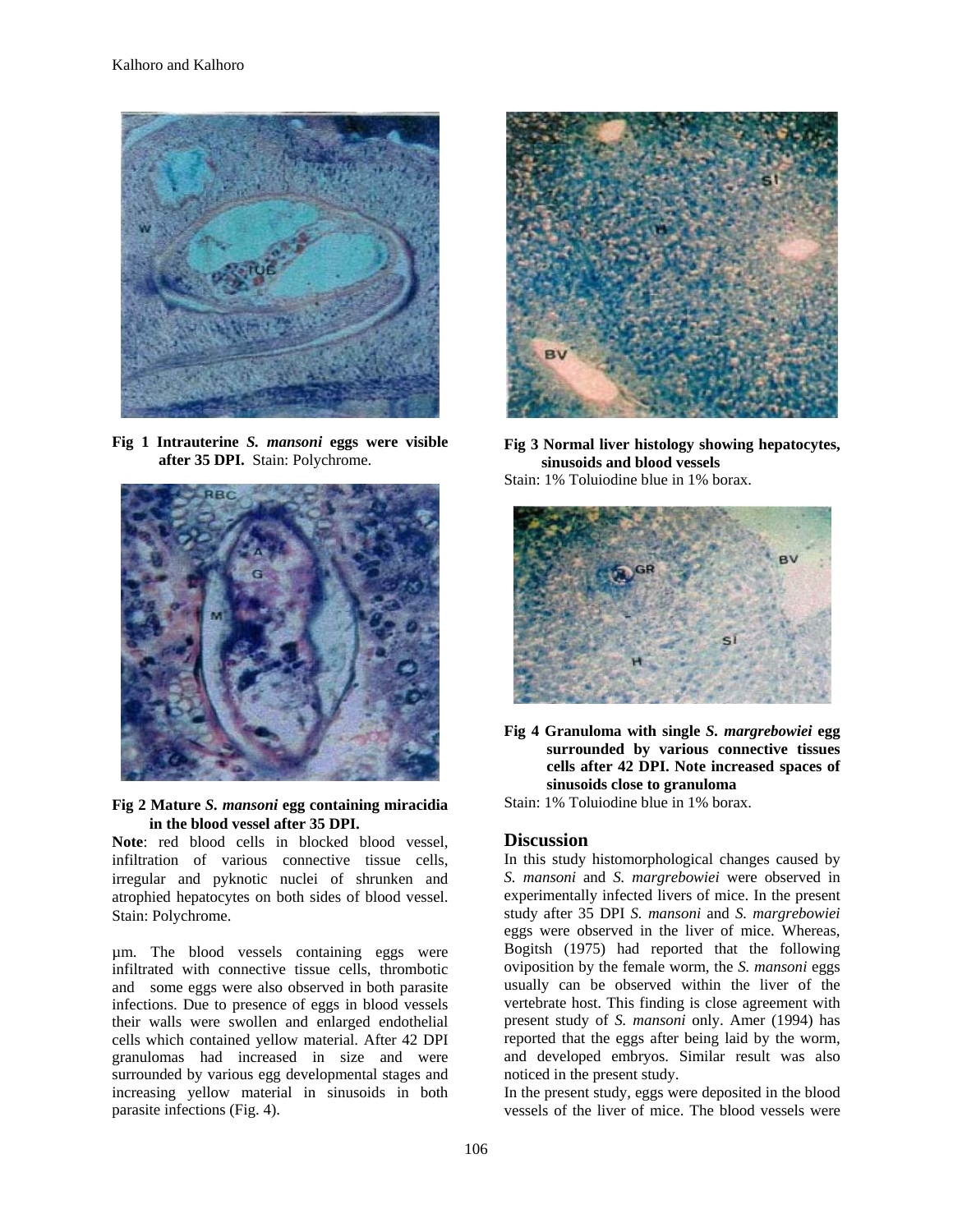**Fig 1 Intrauterine *S. mansoni* eggs were visible after 35 DPI.** Stain: Polychrome.

**Fig 2 Mature *S. mansoni* egg containing miracidia in the blood vessel after 35 DPI.**

**Note**: red blood cells in blocked blood vessel, infiltration of various connective tissue cells, irregular and pyknotic nuclei of shrunken and atrophied hepatocytes on both sides of blood vessel. Stain: Polychrome.

µm. The blood vessels containing eggs were infiltrated with connective tissue cells, thrombotic and some eggs were also observed in both parasite infections. Due to presence of eggs in blood vessels their walls were swollen and enlarged endothelial cells which contained yellow material. After 42 DPI granulomas had increased in size and were surrounded by various egg developmental stages and increasing yellow material in sinusoids in both parasite infections (Fig. 4).

**Fig 3 Normal liver histology showing hepatocytes, sinusoids and blood vessels**

Stain: 1% Toluiodine blue in 1% borax.

**Fig 4 Granuloma with single *S. margrebowiei* egg surrounded by various connective tissues cells after 42 DPI. Note increased spaces of sinusoids close to granuloma**

Stain: 1% Toluiodine blue in 1% borax.

## Discussion

In this study histomorphological changes caused by *S. mansoni* and *S. margrebowiei* were observed in experimentally infected livers of mice. In the present study after 35 DPI *S. mansoni* and *S. margrebowiei* eggs were observed in the liver of mice. Whereas, Bogitsh (1975) had reported that the following oviposition by the female worm, the *S. mansoni* eggs usually can be observed within the liver of the vertebrate host. This finding is close agreement with present study of *S. mansoni* only. Amer (1994) has reported that the eggs after being laid by the worm, and developed embryos. Similar result was also noticed in the present study.

In the present study, eggs were deposited in the blood vessels of the liver of mice. The blood vessels were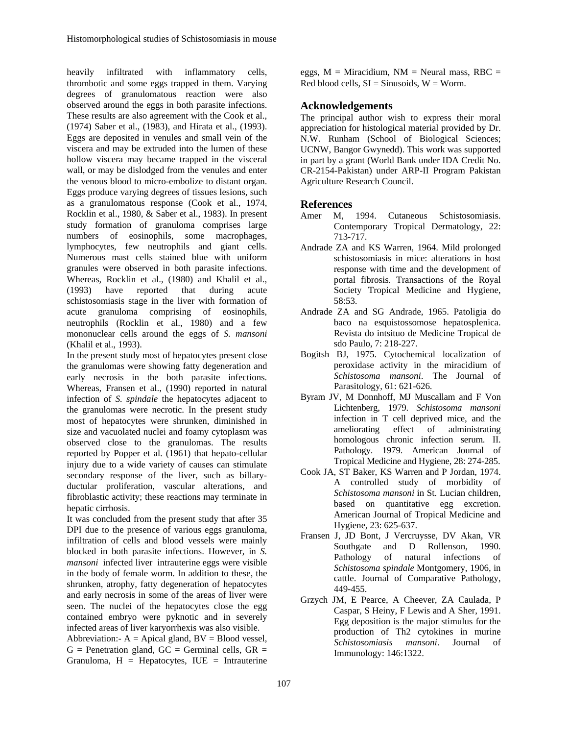heavily infiltrated with inflammatory cells, thrombotic and some eggs trapped in them. Varying degrees of granulomatous reaction were also observed around the eggs in both parasite infections. These results are also agreement with the Cook et al., (1974) Saber et al., (1983), and Hirata et al., (1993). Eggs are deposited in venules and small vein of the viscera and may be extruded into the lumen of these hollow viscera may became trapped in the visceral wall, or may be dislodged from the venules and enter the venous blood to micro-embolize to distant organ. Eggs produce varying degrees of tissues lesions, such as a granulomatous response (Cook et al., 1974, Rocklin et al., 1980, & Saber et al., 1983). In present study formation of granuloma comprises large numbers of eosinophils, some macrophages, lymphocytes, few neutrophils and giant cells. Numerous mast cells stained blue with uniform granules were observed in both parasite infections. Whereas, Rocklin et al., (1980) and Khalil et al., (1993) have reported that during acute schistosomiasis stage in the liver with formation of acute granuloma comprising of eosinophils, neutrophils (Rocklin et al., 1980) and a few mononuclear cells around the eggs of *S. mansoni* (Khalil et al., 1993).

In the present study most of hepatocytes present close the granulomas were showing fatty degeneration and early necrosis in the both parasite infections. Whereas, Fransen et al., (1990) reported in natural infection of *S. spindale* the hepatocytes adjacent to the granulomas were necrotic. In the present study most of hepatocytes were shrunken, diminished in size and vacuolated nuclei and foamy cytoplasm was observed close to the granulomas. The results reported by Popper et al. (1961) that hepato-cellular injury due to a wide variety of causes can stimulate secondary response of the liver, such as billary-ductular proliferation, vascular alterations, and fibroblastic activity; these reactions may terminate in hepatic cirrhosis.

It was concluded from the present study that after 35 DPI due to the presence of various eggs granuloma, infiltration of cells and blood vessels were mainly blocked in both parasite infections. However, in *S. mansoni* infected liver intrauterine eggs were visible in the body of female worm. In addition to these, the shrunken, atrophy, fatty degeneration of hepatocytes and early necrosis in some of the areas of liver were seen. The nuclei of the hepatocytes close the egg contained embryo were pyknotic and in severely infected areas of liver karyorrhexis was also visible.

Abbreviation:- A = Apical gland, BV = Blood vessel, G = Penetration gland, GC = Germinal cells, GR = Granuloma, H = Hepatocytes, IUE = Intrauterine eggs, M = Miracidium, NM = Neural mass, RBC = Red blood cells, SI = Sinusoids, W = Worm.

## Acknowledgements

The principal author wish to express their moral appreciation for histological material provided by Dr. N.W. Runham (School of Biological Sciences; UCNW, Bangor Gwynedd). This work was supported in part by a grant (World Bank under IDA Credit No. CR-2154-Pakistan) under ARP-II Program Pakistan Agriculture Research Council.

## References

Amer M, 1994. Cutaneous Schistosomiasis. Contemporary Tropical Dermatology, 22: 713-717.

Andrade ZA and KS Warren, 1964. Mild prolonged schistosomiasis in mice: alterations in host response with time and the development of portal fibrosis. Transactions of the Royal Society Tropical Medicine and Hygiene, 58:53.

Andrade ZA and SG Andrade, 1965. Patoligia do baco na esquistossomose hepatosplenica. Revista do intsituo de Medicine Tropical de sdo Paulo, 7: 218-227.

Bogitsh BJ, 1975. Cytochemical localization of peroxidase activity in the miracidium of *Schistosoma mansoni*. The Journal of Parasitology, 61: 621-626.

Byram JV, M Donnhoff, MJ Muscallam and F Von Lichtenberg, 1979. *Schistosoma mansoni* infection in T cell deprived mice, and the ameliorating effect of administrating homologous chronic infection serum. II. Pathology. 1979. American Journal of Tropical Medicine and Hygiene, 28: 274-285.

Cook JA, ST Baker, KS Warren and P Jordan, 1974. A controlled study of morbidity of *Schistosoma mansoni* in St. Lucian children, based on quantitative egg excretion. American Journal of Tropical Medicine and Hygiene, 23: 625-637.

Fransen J, JD Bont, J Vercruysse, DV Akan, VR Southgate and D Rollenson, 1990. Pathology of natural infections of *Schistosoma spindale* Montgomery, 1906, in cattle. Journal of Comparative Pathology, 449-455.

Grzych JM, E Pearce, A Cheever, ZA Caulada, P Caspar, S Heiny, F Lewis and A Sher, 1991. Egg deposition is the major stimulus for the production of Th2 cytokines in murine *Schistosomiasis mansoni*. Journal of Immunology: 146:1322.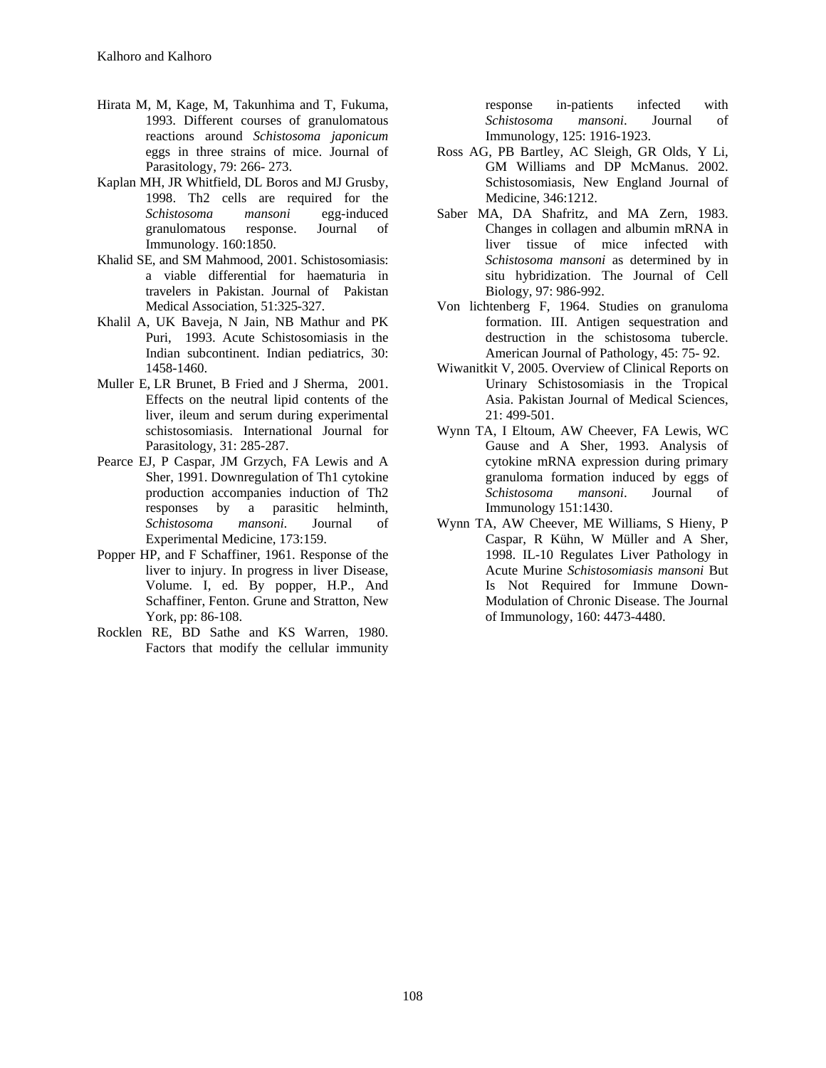Hirata M, M, Kage, M, Takunhima and T, Fukuma, 1993. Different courses of granulomatous reactions around *Schistosoma japonicum* eggs in three strains of mice. Journal of Parasitology, 79: 266- 273.

Kaplan MH, JR Whitfield, DL Boros and MJ Grusby, 1998. Th2 cells are required for the *Schistosoma mansoni* egg-induced granulomatous response. Journal of Immunology. 160:1850.

Khalid SE, and SM Mahmood, 2001. Schistosomiasis: a viable differential for haematuria in travelers in Pakistan. Journal of Pakistan Medical Association, 51:325-327.

Khalil A, UK Baveja, N Jain, NB Mathur and PK Puri, 1993. Acute Schistosomiasis in the Indian subcontinent. Indian pediatrics, 30: 1458-1460.

Muller E, LR Brunet, B Fried and J Sherma, 2001. Effects on the neutral lipid contents of the liver, ileum and serum during experimental schistosomiasis. International Journal for Parasitology, 31: 285-287.

Pearce EJ, P Caspar, JM Grzych, FA Lewis and A Sher, 1991. Downregulation of Th1 cytokine production accompanies induction of Th2 responses by a parasitic helminth, *Schistosoma mansoni*. Journal of Experimental Medicine, 173:159.

Popper HP, and F Schaffiner, 1961. Response of the liver to injury. In progress in liver Disease, Volume. I, ed. By popper, H.P., And Schaffiner, Fenton. Grune and Stratton, New York, pp: 86-108.

Rocklen RE, BD Sathe and KS Warren, 1980. Factors that modify the cellular immunity response in-patients infected with *Schistosoma mansoni*. Journal of Immunology, 125: 1916-1923.

Ross AG, PB Bartley, AC Sleigh, GR Olds, Y Li, GM Williams and DP McManus. 2002. Schistosomiasis, New England Journal of Medicine, 346:1212.

Saber MA, DA Shafritz, and MA Zern, 1983. Changes in collagen and albumin mRNA in liver tissue of mice infected with *Schistosoma mansoni* as determined by in situ hybridization. The Journal of Cell Biology, 97: 986-992.

Von lichtenberg F, 1964. Studies on granuloma formation. III. Antigen sequestration and destruction in the schistosoma tubercle. American Journal of Pathology, 45: 75- 92.

Wiwanitkit V, 2005. Overview of Clinical Reports on Urinary Schistosomiasis in the Tropical Asia. Pakistan Journal of Medical Sciences, 21: 499-501.

Wynn TA, I Eltoum, AW Cheever, FA Lewis, WC Gause and A Sher, 1993. Analysis of cytokine mRNA expression during primary granuloma formation induced by eggs of *Schistosoma mansoni*. Journal of Immunology 151:1430.

Wynn TA, AW Cheever, ME Williams, S Hieny, P Caspar, R Kühn, W Müller and A Sher, 1998. IL-10 Regulates Liver Pathology in Acute Murine *Schistosomiasis mansoni* But Is Not Required for Immune Down-Modulation of Chronic Disease. The Journal of Immunology, 160: 4473-4480.